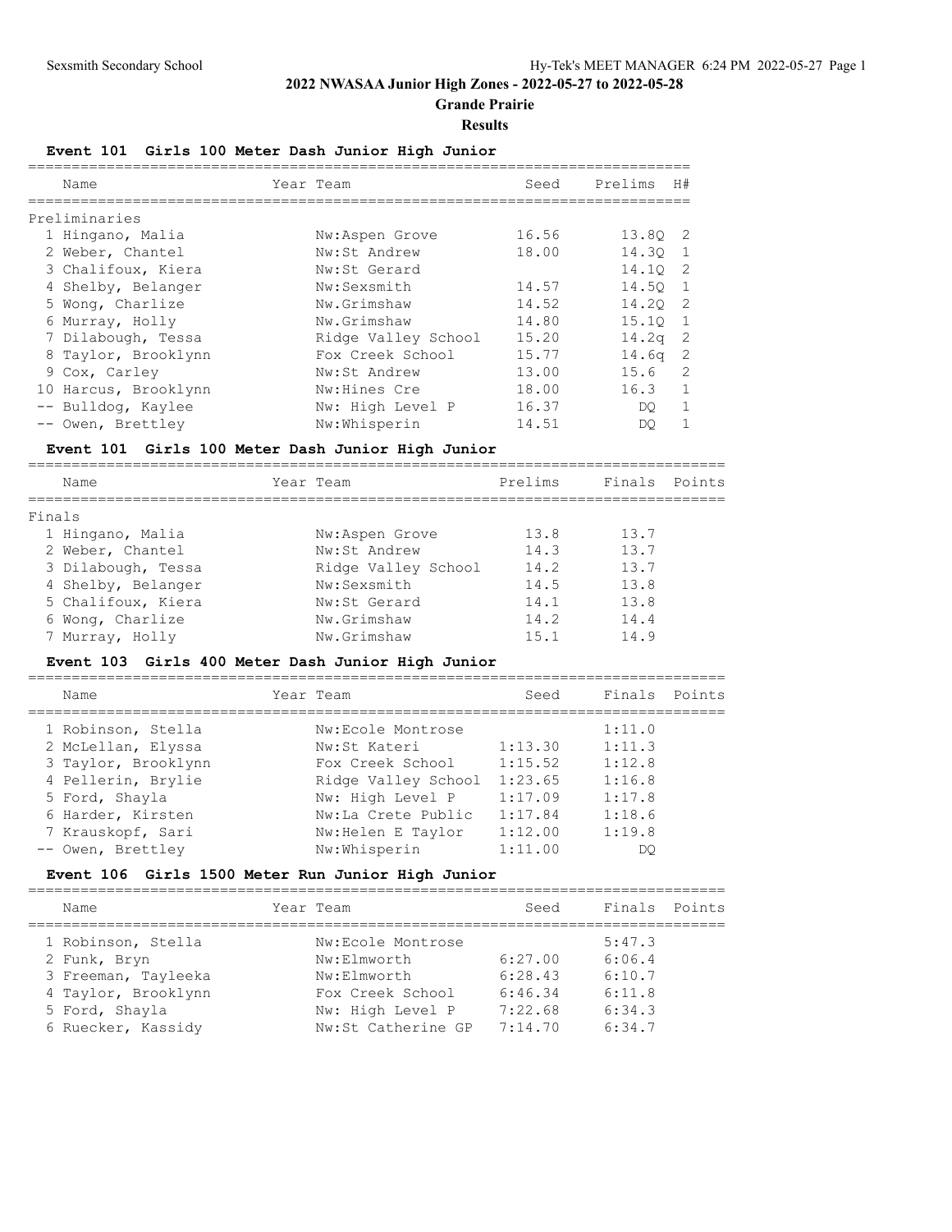# 2022 NWASAA Junior High Zones - 2022-05-27 to 2022-05-28

**Grande Prairie**

**Results**

### Event 101 Girls 100 Meter Dash Junior High Junior

**Preliminaries**

| Place | Name | Year | Team | Seed | Prelims | H# |
|---|---|---|---|---|---|---|
| 1 | Hingano, Malia | | Nw:Aspen Grove | 16.56 | 13.8Q | 2 |
| 2 | Weber, Chantel | | Nw:St Andrew | 18.00 | 14.3Q | 1 |
| 3 | Chalifoux, Kiera | | Nw:St Gerard | | 14.1Q | 2 |
| 4 | Shelby, Belanger | | Nw:Sexsmith | 14.57 | 14.5Q | 1 |
| 5 | Wong, Charlize | | Nw.Grimshaw | 14.52 | 14.2Q | 2 |
| 6 | Murray, Holly | | Nw.Grimshaw | 14.80 | 15.1Q | 1 |
| 7 | Dilabough, Tessa | | Ridge Valley School | 15.20 | 14.2q | 2 |
| 8 | Taylor, Brooklynn | | Fox Creek School | 15.77 | 14.6q | 2 |
| 9 | Cox, Carley | | Nw:St Andrew | 13.00 | 15.6 | 2 |
| 10 | Harcus, Brooklynn | | Nw:Hines Cre | 18.00 | 16.3 | 1 |
| -- | Bulldog, Kaylee | | Nw: High Level P | 16.37 | DQ | 1 |
| -- | Owen, Brettley | | Nw:Whisperin | 14.51 | DQ | 1 |

### Event 101 Girls 100 Meter Dash Junior High Junior

**Finals**

| Place | Name | Year | Team | Prelims | Finals | Points |
|---|---|---|---|---|---|---|
| 1 | Hingano, Malia | | Nw:Aspen Grove | 13.8 | 13.7 | |
| 2 | Weber, Chantel | | Nw:St Andrew | 14.3 | 13.7 | |
| 3 | Dilabough, Tessa | | Ridge Valley School | 14.2 | 13.7 | |
| 4 | Shelby, Belanger | | Nw:Sexsmith | 14.5 | 13.8 | |
| 5 | Chalifoux, Kiera | | Nw:St Gerard | 14.1 | 13.8 | |
| 6 | Wong, Charlize | | Nw.Grimshaw | 14.2 | 14.4 | |
| 7 | Murray, Holly | | Nw.Grimshaw | 15.1 | 14.9 | |

### Event 103 Girls 400 Meter Dash Junior High Junior

| Place | Name | Year | Team | Seed | Finals | Points |
|---|---|---|---|---|---|---|
| 1 | Robinson, Stella | | Nw:Ecole Montrose | | 1:11.0 | |
| 2 | McLellan, Elyssa | | Nw:St Kateri | 1:13.30 | 1:11.3 | |
| 3 | Taylor, Brooklynn | | Fox Creek School | 1:15.52 | 1:12.8 | |
| 4 | Pellerin, Brylie | | Ridge Valley School | 1:23.65 | 1:16.8 | |
| 5 | Ford, Shayla | | Nw: High Level P | 1:17.09 | 1:17.8 | |
| 6 | Harder, Kirsten | | Nw:La Crete Public | 1:17.84 | 1:18.6 | |
| 7 | Krauskopf, Sari | | Nw:Helen E Taylor | 1:12.00 | 1:19.8 | |
| -- | Owen, Brettley | | Nw:Whisperin | 1:11.00 | DQ | |

### Event 106 Girls 1500 Meter Run Junior High Junior

| Place | Name | Year | Team | Seed | Finals | Points |
|---|---|---|---|---|---|---|
| 1 | Robinson, Stella | | Nw:Ecole Montrose | | 5:47.3 | |
| 2 | Funk, Bryn | | Nw:Elmworth | 6:27.00 | 6:06.4 | |
| 3 | Freeman, Tayleeka | | Nw:Elmworth | 6:28.43 | 6:10.7 | |
| 4 | Taylor, Brooklynn | | Fox Creek School | 6:46.34 | 6:11.8 | |
| 5 | Ford, Shayla | | Nw: High Level P | 7:22.68 | 6:34.3 | |
| 6 | Ruecker, Kassidy | | Nw:St Catherine GP | 7:14.70 | 6:34.7 | |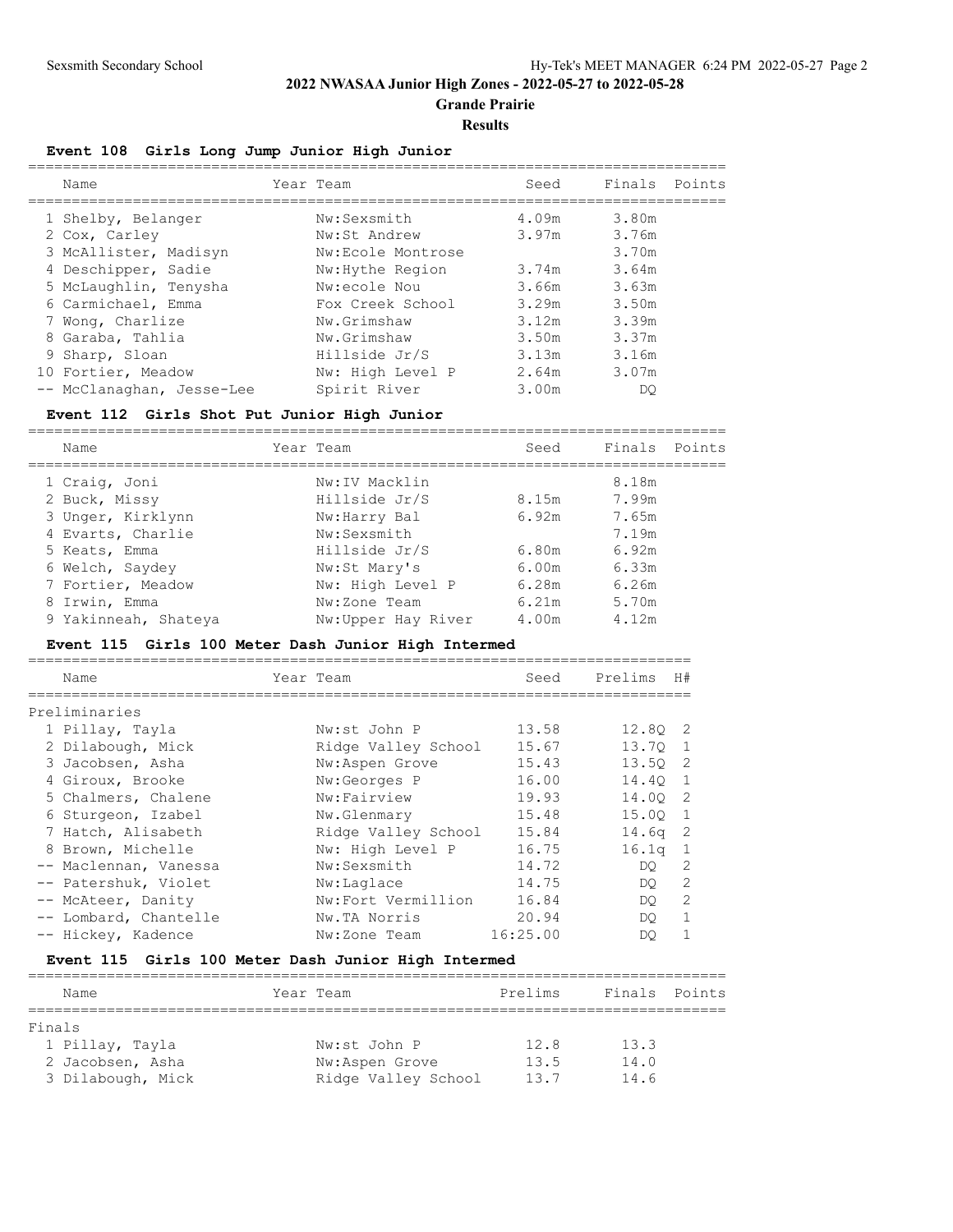## 2022 NWASAA Junior High Zones - 2022-05-27 to 2022-05-28

### Grande Prairie

### Results

#### Event 108 Girls Long Jump Junior High Junior

| | Name | Year | Team | Seed | Finals | Points |
|---|---|---|---|---|---|---|
| 1 | Shelby, Belanger | | Nw:Sexsmith | 4.09m | 3.80m | |
| 2 | Cox, Carley | | Nw:St Andrew | 3.97m | 3.76m | |
| 3 | McAllister, Madisyn | | Nw:Ecole Montrose | | 3.70m | |
| 4 | Deschipper, Sadie | | Nw:Hythe Region | 3.74m | 3.64m | |
| 5 | McLaughlin, Tenysha | | Nw:ecole Nou | 3.66m | 3.63m | |
| 6 | Carmichael, Emma | | Fox Creek School | 3.29m | 3.50m | |
| 7 | Wong, Charlize | | Nw.Grimshaw | 3.12m | 3.39m | |
| 8 | Garaba, Tahlia | | Nw.Grimshaw | 3.50m | 3.37m | |
| 9 | Sharp, Sloan | | Hillside Jr/S | 3.13m | 3.16m | |
| 10 | Fortier, Meadow | | Nw: High Level P | 2.64m | 3.07m | |
| -- | McClanaghan, Jesse-Lee | | Spirit River | 3.00m | DQ | |

#### Event 112 Girls Shot Put Junior High Junior

| | Name | Year | Team | Seed | Finals | Points |
|---|---|---|---|---|---|---|
| 1 | Craig, Joni | | Nw:IV Macklin | | 8.18m | |
| 2 | Buck, Missy | | Hillside Jr/S | 8.15m | 7.99m | |
| 3 | Unger, Kirklynn | | Nw:Harry Bal | 6.92m | 7.65m | |
| 4 | Evarts, Charlie | | Nw:Sexsmith | | 7.19m | |
| 5 | Keats, Emma | | Hillside Jr/S | 6.80m | 6.92m | |
| 6 | Welch, Saydey | | Nw:St Mary's | 6.00m | 6.33m | |
| 7 | Fortier, Meadow | | Nw: High Level P | 6.28m | 6.26m | |
| 8 | Irwin, Emma | | Nw:Zone Team | 6.21m | 5.70m | |
| 9 | Yakinneah, Shateya | | Nw:Upper Hay River | 4.00m | 4.12m | |

#### Event 115 Girls 100 Meter Dash Junior High Intermed

| | Name | Year | Team | Seed | Prelims | H# |
|---|---|---|---|---|---|---|
| **Preliminaries** | | | | | | |
| 1 | Pillay, Tayla | | Nw:st John P | 13.58 | 12.8Q | 2 |
| 2 | Dilabough, Mick | | Ridge Valley School | 15.67 | 13.7Q | 1 |
| 3 | Jacobsen, Asha | | Nw:Aspen Grove | 15.43 | 13.5Q | 2 |
| 4 | Giroux, Brooke | | Nw:Georges P | 16.00 | 14.4Q | 1 |
| 5 | Chalmers, Chalene | | Nw:Fairview | 19.93 | 14.0Q | 2 |
| 6 | Sturgeon, Izabel | | Nw.Glenmary | 15.48 | 15.0Q | 1 |
| 7 | Hatch, Alisabeth | | Ridge Valley School | 15.84 | 14.6q | 2 |
| 8 | Brown, Michelle | | Nw: High Level P | 16.75 | 16.1q | 1 |
| -- | Maclennan, Vanessa | | Nw:Sexsmith | 14.72 | DQ | 2 |
| -- | Patershuk, Violet | | Nw:Laglace | 14.75 | DQ | 2 |
| -- | McAteer, Danity | | Nw:Fort Vermillion | 16.84 | DQ | 2 |
| -- | Lombard, Chantelle | | Nw.TA Norris | 20.94 | DQ | 1 |
| -- | Hickey, Kadence | | Nw:Zone Team | 16:25.00 | DQ | 1 |

#### Event 115 Girls 100 Meter Dash Junior High Intermed

| | Name | Year | Team | Prelims | Finals | Points |
|---|---|---|---|---|---|---|
| **Finals** | | | | | | |
| 1 | Pillay, Tayla | | Nw:st John P | 12.8 | 13.3 | |
| 2 | Jacobsen, Asha | | Nw:Aspen Grove | 13.5 | 14.0 | |
| 3 | Dilabough, Mick | | Ridge Valley School | 13.7 | 14.6 | |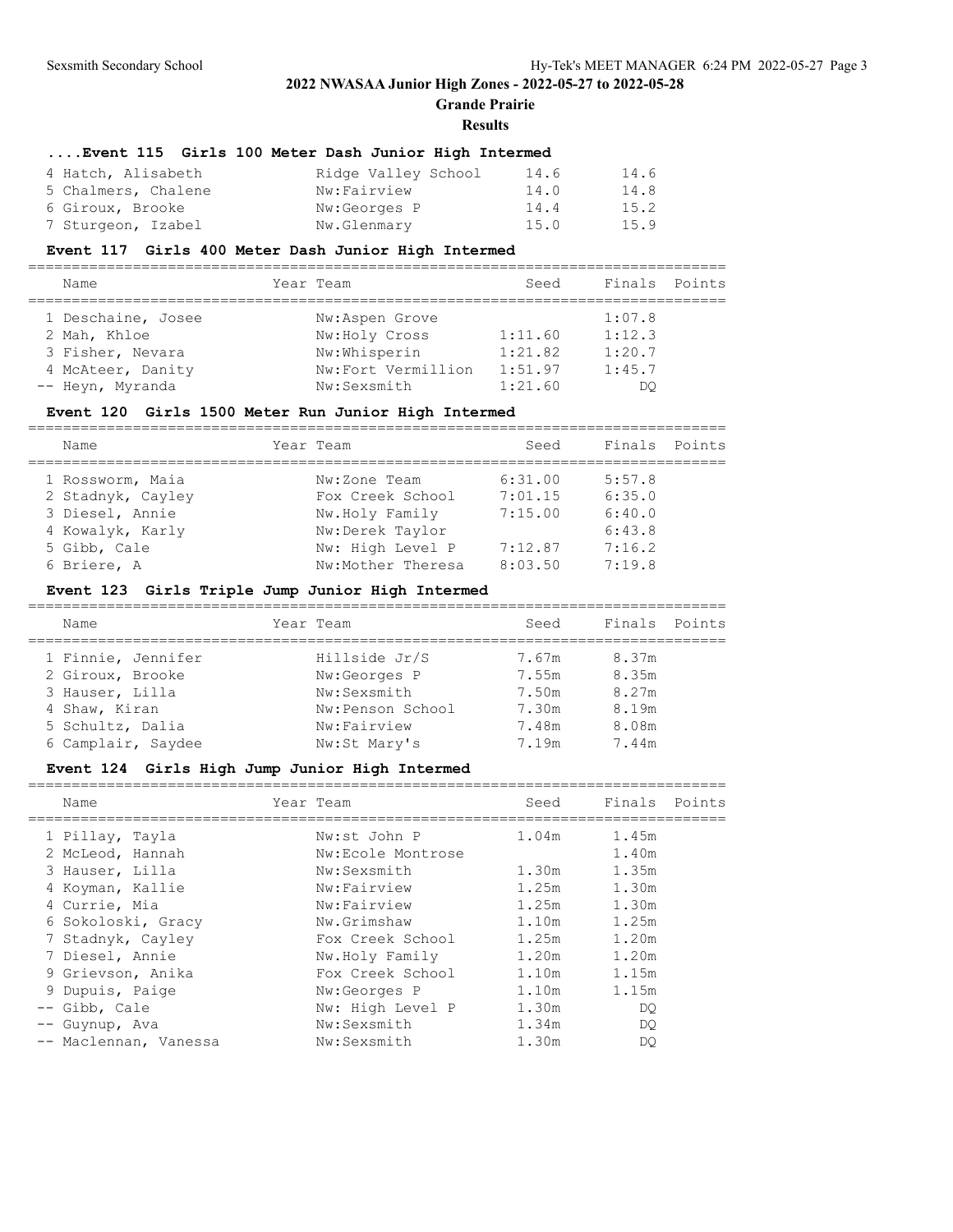## 2022 NWASAA Junior High Zones - 2022-05-27 to 2022-05-28

**Grande Prairie**

**Results**

### ....Event 115 Girls 100 Meter Dash Junior High Intermed

| Name | Year | Team | Seed | Finals | Points |
|---|---|---|---|---|---|
| 4 Hatch, Alisabeth | | Ridge Valley School | 14.6 | 14.6 | |
| 5 Chalmers, Chalene | | Nw:Fairview | 14.0 | 14.8 | |
| 6 Giroux, Brooke | | Nw:Georges P | 14.4 | 15.2 | |
| 7 Sturgeon, Izabel | | Nw.Glenmary | 15.0 | 15.9 | |

### Event 117 Girls 400 Meter Dash Junior High Intermed

| Name | Year | Team | Seed | Finals | Points |
|---|---|---|---|---|---|
| 1 Deschaine, Josee | | Nw:Aspen Grove | | 1:07.8 | |
| 2 Mah, Khloe | | Nw:Holy Cross | 1:11.60 | 1:12.3 | |
| 3 Fisher, Nevara | | Nw:Whisperin | 1:21.82 | 1:20.7 | |
| 4 McAteer, Danity | | Nw:Fort Vermillion | 1:51.97 | 1:45.7 | |
| -- Heyn, Myranda | | Nw:Sexsmith | 1:21.60 | DQ | |

### Event 120 Girls 1500 Meter Run Junior High Intermed

| Name | Year | Team | Seed | Finals | Points |
|---|---|---|---|---|---|
| 1 Rossworm, Maia | | Nw:Zone Team | 6:31.00 | 5:57.8 | |
| 2 Stadnyk, Cayley | | Fox Creek School | 7:01.15 | 6:35.0 | |
| 3 Diesel, Annie | | Nw.Holy Family | 7:15.00 | 6:40.0 | |
| 4 Kowalyk, Karly | | Nw:Derek Taylor | | 6:43.8 | |
| 5 Gibb, Cale | | Nw: High Level P | 7:12.87 | 7:16.2 | |
| 6 Briere, A | | Nw:Mother Theresa | 8:03.50 | 7:19.8 | |

### Event 123 Girls Triple Jump Junior High Intermed

| Name | Year | Team | Seed | Finals | Points |
|---|---|---|---|---|---|
| 1 Finnie, Jennifer | | Hillside Jr/S | 7.67m | 8.37m | |
| 2 Giroux, Brooke | | Nw:Georges P | 7.55m | 8.35m | |
| 3 Hauser, Lilla | | Nw:Sexsmith | 7.50m | 8.27m | |
| 4 Shaw, Kiran | | Nw:Penson School | 7.30m | 8.19m | |
| 5 Schultz, Dalia | | Nw:Fairview | 7.48m | 8.08m | |
| 6 Camplair, Saydee | | Nw:St Mary's | 7.19m | 7.44m | |

### Event 124 Girls High Jump Junior High Intermed

| Name | Year | Team | Seed | Finals | Points |
|---|---|---|---|---|---|
| 1 Pillay, Tayla | | Nw:st John P | 1.04m | 1.45m | |
| 2 McLeod, Hannah | | Nw:Ecole Montrose | | 1.40m | |
| 3 Hauser, Lilla | | Nw:Sexsmith | 1.30m | 1.35m | |
| 4 Koyman, Kallie | | Nw:Fairview | 1.25m | 1.30m | |
| 4 Currie, Mia | | Nw:Fairview | 1.25m | 1.30m | |
| 6 Sokoloski, Gracy | | Nw.Grimshaw | 1.10m | 1.25m | |
| 7 Stadnyk, Cayley | | Fox Creek School | 1.25m | 1.20m | |
| 7 Diesel, Annie | | Nw.Holy Family | 1.20m | 1.20m | |
| 9 Grievson, Anika | | Fox Creek School | 1.10m | 1.15m | |
| 9 Dupuis, Paige | | Nw:Georges P | 1.10m | 1.15m | |
| -- Gibb, Cale | | Nw: High Level P | 1.30m | DQ | |
| -- Guynup, Ava | | Nw:Sexsmith | 1.34m | DQ | |
| -- Maclennan, Vanessa | | Nw:Sexsmith | 1.30m | DQ | |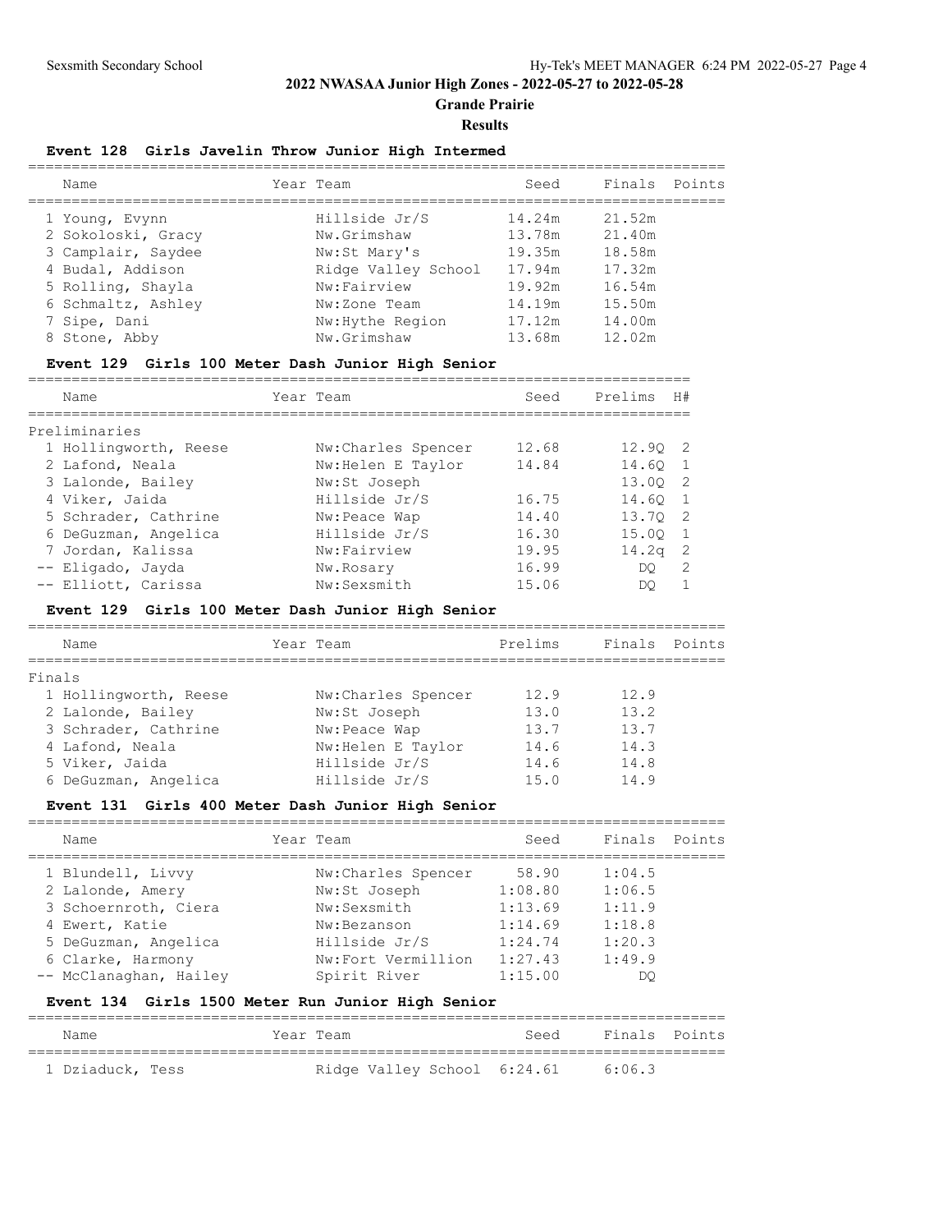## 2022 NWASAA Junior High Zones - 2022-05-27 to 2022-05-28

**Grande Prairie**

**Results**

### Event 128 Girls Javelin Throw Junior High Intermed

| Name | Year | Team | Seed | Finals | Points |
|---|---|---|---|---|---|
| 1 Young, Evynn | | Hillside Jr/S | 14.24m | 21.52m | |
| 2 Sokoloski, Gracy | | Nw.Grimshaw | 13.78m | 21.40m | |
| 3 Camplair, Saydee | | Nw:St Mary's | 19.35m | 18.58m | |
| 4 Budal, Addison | | Ridge Valley School | 17.94m | 17.32m | |
| 5 Rolling, Shayla | | Nw:Fairview | 19.92m | 16.54m | |
| 6 Schmaltz, Ashley | | Nw:Zone Team | 14.19m | 15.50m | |
| 7 Sipe, Dani | | Nw:Hythe Region | 17.12m | 14.00m | |
| 8 Stone, Abby | | Nw.Grimshaw | 13.68m | 12.02m | |

### Event 129 Girls 100 Meter Dash Junior High Senior

| Name | Year | Team | Seed | Prelims | H# |
|---|---|---|---|---|---|
| **Preliminaries** | | | | | |
| 1 Hollingworth, Reese | | Nw:Charles Spencer | 12.68 | 12.9Q | 2 |
| 2 Lafond, Neala | | Nw:Helen E Taylor | 14.84 | 14.6Q | 1 |
| 3 Lalonde, Bailey | | Nw:St Joseph | | 13.0Q | 2 |
| 4 Viker, Jaida | | Hillside Jr/S | 16.75 | 14.6Q | 1 |
| 5 Schrader, Cathrine | | Nw:Peace Wap | 14.40 | 13.7Q | 2 |
| 6 DeGuzman, Angelica | | Hillside Jr/S | 16.30 | 15.0Q | 1 |
| 7 Jordan, Kalissa | | Nw:Fairview | 19.95 | 14.2q | 2 |
| -- Eligado, Jayda | | Nw.Rosary | 16.99 | DQ | 2 |
| -- Elliott, Carissa | | Nw:Sexsmith | 15.06 | DQ | 1 |

### Event 129 Girls 100 Meter Dash Junior High Senior

| Name | Year | Team | Prelims | Finals | Points |
|---|---|---|---|---|---|
| **Finals** | | | | | |
| 1 Hollingworth, Reese | | Nw:Charles Spencer | 12.9 | 12.9 | |
| 2 Lalonde, Bailey | | Nw:St Joseph | 13.0 | 13.2 | |
| 3 Schrader, Cathrine | | Nw:Peace Wap | 13.7 | 13.7 | |
| 4 Lafond, Neala | | Nw:Helen E Taylor | 14.6 | 14.3 | |
| 5 Viker, Jaida | | Hillside Jr/S | 14.6 | 14.8 | |
| 6 DeGuzman, Angelica | | Hillside Jr/S | 15.0 | 14.9 | |

### Event 131 Girls 400 Meter Dash Junior High Senior

| Name | Year | Team | Seed | Finals | Points |
|---|---|---|---|---|---|
| 1 Blundell, Livvy | | Nw:Charles Spencer | 58.90 | 1:04.5 | |
| 2 Lalonde, Amery | | Nw:St Joseph | 1:08.80 | 1:06.5 | |
| 3 Schoernroth, Ciera | | Nw:Sexsmith | 1:13.69 | 1:11.9 | |
| 4 Ewert, Katie | | Nw:Bezanson | 1:14.69 | 1:18.8 | |
| 5 DeGuzman, Angelica | | Hillside Jr/S | 1:24.74 | 1:20.3 | |
| 6 Clarke, Harmony | | Nw:Fort Vermillion | 1:27.43 | 1:49.9 | |
| -- McClanaghan, Hailey | | Spirit River | 1:15.00 | DQ | |

### Event 134 Girls 1500 Meter Run Junior High Senior

| Name | Year | Team | Seed | Finals | Points |
|---|---|---|---|---|---|
| 1 Dziaduck, Tess | | Ridge Valley School | 6:24.61 | 6:06.3 | |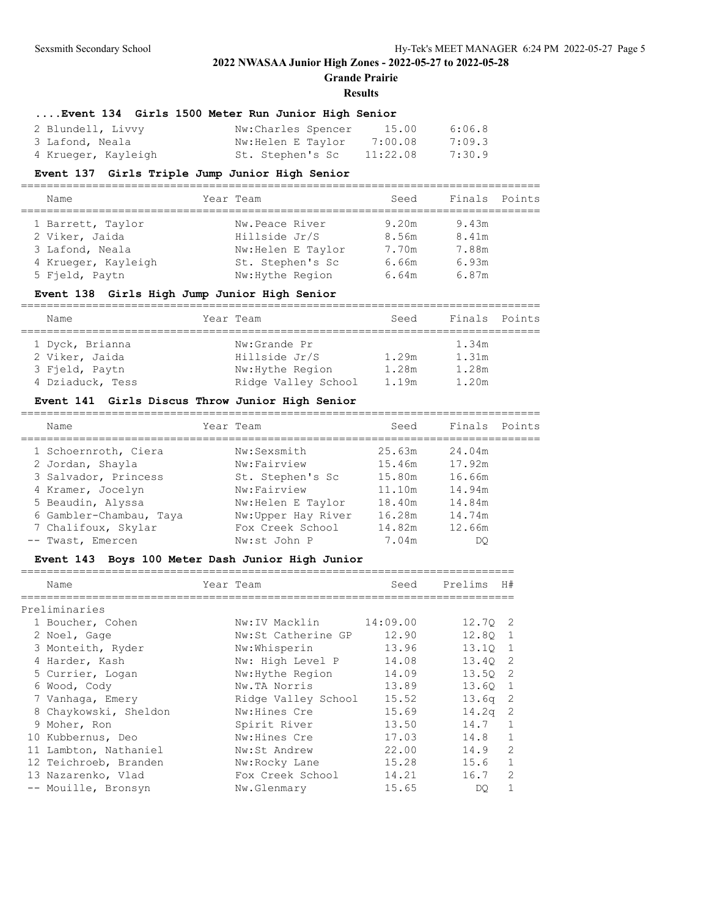## 2022 NWASAA Junior High Zones - 2022-05-27 to 2022-05-28

### Grande Prairie

### Results

#### ....Event 134 Girls 1500 Meter Run Junior High Senior

| Name | Year Team | Seed | Finals | Points |
|---|---|---|---|---|
| 2 Blundell, Livvy | Nw:Charles Spencer | 15.00 | 6:06.8 | |
| 3 Lafond, Neala | Nw:Helen E Taylor | 7:00.08 | 7:09.3 | |
| 4 Krueger, Kayleigh | St. Stephen's Sc | 11:22.08 | 7:30.9 | |

#### Event 137 Girls Triple Jump Junior High Senior

| Name | Year Team | Seed | Finals | Points |
|---|---|---|---|---|
| 1 Barrett, Taylor | Nw.Peace River | 9.20m | 9.43m | |
| 2 Viker, Jaida | Hillside Jr/S | 8.56m | 8.41m | |
| 3 Lafond, Neala | Nw:Helen E Taylor | 7.70m | 7.88m | |
| 4 Krueger, Kayleigh | St. Stephen's Sc | 6.66m | 6.93m | |
| 5 Fjeld, Paytn | Nw:Hythe Region | 6.64m | 6.87m | |

#### Event 138 Girls High Jump Junior High Senior

| Name | Year Team | Seed | Finals | Points |
|---|---|---|---|---|
| 1 Dyck, Brianna | Nw:Grande Pr | | 1.34m | |
| 2 Viker, Jaida | Hillside Jr/S | 1.29m | 1.31m | |
| 3 Fjeld, Paytn | Nw:Hythe Region | 1.28m | 1.28m | |
| 4 Dziaduck, Tess | Ridge Valley School | 1.19m | 1.20m | |

#### Event 141 Girls Discus Throw Junior High Senior

| Name | Year Team | Seed | Finals | Points |
|---|---|---|---|---|
| 1 Schoernroth, Ciera | Nw:Sexsmith | 25.63m | 24.04m | |
| 2 Jordan, Shayla | Nw:Fairview | 15.46m | 17.92m | |
| 3 Salvador, Princess | St. Stephen's Sc | 15.80m | 16.66m | |
| 4 Kramer, Jocelyn | Nw:Fairview | 11.10m | 14.94m | |
| 5 Beaudin, Alyssa | Nw:Helen E Taylor | 18.40m | 14.84m | |
| 6 Gambler-Chambau, Taya | Nw:Upper Hay River | 16.28m | 14.74m | |
| 7 Chalifoux, Skylar | Fox Creek School | 14.82m | 12.66m | |
| -- Twast, Emercen | Nw:st John P | 7.04m | DQ | |

#### Event 143 Boys 100 Meter Dash Junior High Junior

| Name | Year Team | Seed | Prelims | H# |
|---|---|---|---|---|
| **Preliminaries** | | | | |
| 1 Boucher, Cohen | Nw:IV Macklin | 14:09.00 | 12.7Q | 2 |
| 2 Noel, Gage | Nw:St Catherine GP | 12.90 | 12.8Q | 1 |
| 3 Monteith, Ryder | Nw:Whisperin | 13.96 | 13.1Q | 1 |
| 4 Harder, Kash | Nw: High Level P | 14.08 | 13.4Q | 2 |
| 5 Currier, Logan | Nw:Hythe Region | 14.09 | 13.5Q | 2 |
| 6 Wood, Cody | Nw.TA Norris | 13.89 | 13.6Q | 1 |
| 7 Vanhaga, Emery | Ridge Valley School | 15.52 | 13.6q | 2 |
| 8 Chaykowski, Sheldon | Nw:Hines Cre | 15.69 | 14.2q | 2 |
| 9 Moher, Ron | Spirit River | 13.50 | 14.7 | 1 |
| 10 Kubbernus, Deo | Nw:Hines Cre | 17.03 | 14.8 | 1 |
| 11 Lambton, Nathaniel | Nw:St Andrew | 22.00 | 14.9 | 2 |
| 12 Teichroeb, Branden | Nw:Rocky Lane | 15.28 | 15.6 | 1 |
| 13 Nazarenko, Vlad | Fox Creek School | 14.21 | 16.7 | 2 |
| -- Mouille, Bronsyn | Nw.Glenmary | 15.65 | DQ | 1 |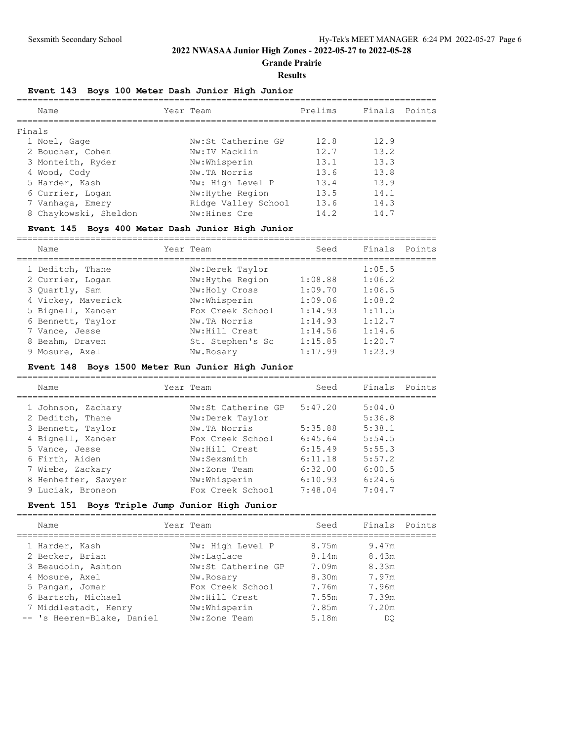# 2022 NWASAA Junior High Zones - 2022-05-27 to 2022-05-28

## Grande Prairie

### Results

**Event 143 Boys 100 Meter Dash Junior High Junior**

| | Name | Year | Team | Prelims | Finals | Points |
|---|---|---|---|---|---|---|
| **Finals** | | | | | | |
| 1 | Noel, Gage | | Nw:St Catherine GP | 12.8 | 12.9 | |
| 2 | Boucher, Cohen | | Nw:IV Macklin | 12.7 | 13.2 | |
| 3 | Monteith, Ryder | | Nw:Whisperin | 13.1 | 13.3 | |
| 4 | Wood, Cody | | Nw.TA Norris | 13.6 | 13.8 | |
| 5 | Harder, Kash | | Nw: High Level P | 13.4 | 13.9 | |
| 6 | Currier, Logan | | Nw:Hythe Region | 13.5 | 14.1 | |
| 7 | Vanhaga, Emery | | Ridge Valley School | 13.6 | 14.3 | |
| 8 | Chaykowski, Sheldon | | Nw:Hines Cre | 14.2 | 14.7 | |

**Event 145 Boys 400 Meter Dash Junior High Junior**

| | Name | Year | Team | Seed | Finals | Points |
|---|---|---|---|---|---|---|
| 1 | Deditch, Thane | | Nw:Derek Taylor | | 1:05.5 | |
| 2 | Currier, Logan | | Nw:Hythe Region | 1:08.88 | 1:06.2 | |
| 3 | Quartly, Sam | | Nw:Holy Cross | 1:09.70 | 1:06.5 | |
| 4 | Vickey, Maverick | | Nw:Whisperin | 1:09.06 | 1:08.2 | |
| 5 | Bignell, Xander | | Fox Creek School | 1:14.93 | 1:11.5 | |
| 6 | Bennett, Taylor | | Nw.TA Norris | 1:14.93 | 1:12.7 | |
| 7 | Vance, Jesse | | Nw:Hill Crest | 1:14.56 | 1:14.6 | |
| 8 | Beahm, Draven | | St. Stephen's Sc | 1:15.85 | 1:20.7 | |
| 9 | Mosure, Axel | | Nw.Rosary | 1:17.99 | 1:23.9 | |

**Event 148 Boys 1500 Meter Run Junior High Junior**

| | Name | Year | Team | Seed | Finals | Points |
|---|---|---|---|---|---|---|
| 1 | Johnson, Zachary | | Nw:St Catherine GP | 5:47.20 | 5:04.0 | |
| 2 | Deditch, Thane | | Nw:Derek Taylor | | 5:36.8 | |
| 3 | Bennett, Taylor | | Nw.TA Norris | 5:35.88 | 5:38.1 | |
| 4 | Bignell, Xander | | Fox Creek School | 6:45.64 | 5:54.5 | |
| 5 | Vance, Jesse | | Nw:Hill Crest | 6:15.49 | 5:55.3 | |
| 6 | Firth, Aiden | | Nw:Sexsmith | 6:11.18 | 5:57.2 | |
| 7 | Wiebe, Zackary | | Nw:Zone Team | 6:32.00 | 6:00.5 | |
| 8 | Henheffer, Sawyer | | Nw:Whisperin | 6:10.93 | 6:24.6 | |
| 9 | Luciak, Bronson | | Fox Creek School | 7:48.04 | 7:04.7 | |

**Event 151 Boys Triple Jump Junior High Junior**

| | Name | Year | Team | Seed | Finals | Points |
|---|---|---|---|---|---|---|
| 1 | Harder, Kash | | Nw: High Level P | 8.75m | 9.47m | |
| 2 | Becker, Brian | | Nw:Laglace | 8.14m | 8.43m | |
| 3 | Beaudoin, Ashton | | Nw:St Catherine GP | 7.09m | 8.33m | |
| 4 | Mosure, Axel | | Nw.Rosary | 8.30m | 7.97m | |
| 5 | Pangan, Jomar | | Fox Creek School | 7.76m | 7.96m | |
| 6 | Bartsch, Michael | | Nw:Hill Crest | 7.55m | 7.39m | |
| 7 | Middlestadt, Henry | | Nw:Whisperin | 7.85m | 7.20m | |
| -- | 's Heeren-Blake, Daniel | | Nw:Zone Team | 5.18m | DQ | |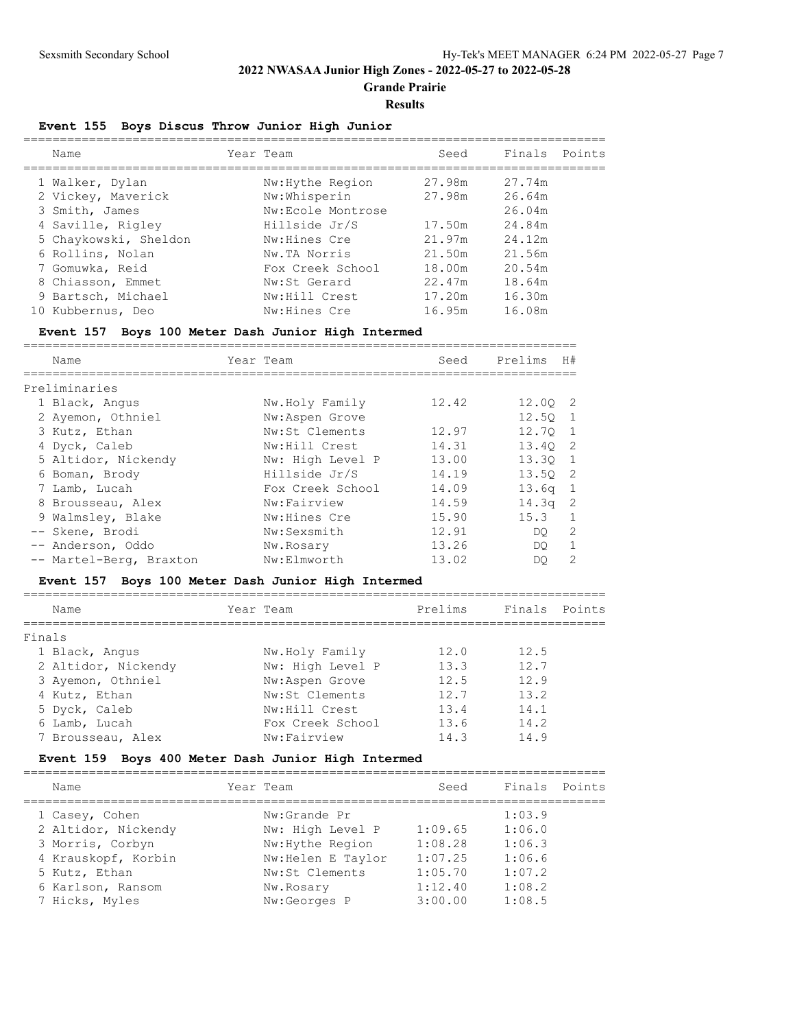# 2022 NWASAA Junior High Zones - 2022-05-27 to 2022-05-28

## Grande Prairie

### Results

### Event 155 Boys Discus Throw Junior High Junior

| | Name | Year | Team | Seed | Finals | Points |
|---|---|---|---|---|---|---|
| 1 | Walker, Dylan | | Nw:Hythe Region | 27.98m | 27.74m | |
| 2 | Vickey, Maverick | | Nw:Whisperin | 27.98m | 26.64m | |
| 3 | Smith, James | | Nw:Ecole Montrose | | 26.04m | |
| 4 | Saville, Rigley | | Hillside Jr/S | 17.50m | 24.84m | |
| 5 | Chaykowski, Sheldon | | Nw:Hines Cre | 21.97m | 24.12m | |
| 6 | Rollins, Nolan | | Nw.TA Norris | 21.50m | 21.56m | |
| 7 | Gomuwka, Reid | | Fox Creek School | 18.00m | 20.54m | |
| 8 | Chiasson, Emmet | | Nw:St Gerard | 22.47m | 18.64m | |
| 9 | Bartsch, Michael | | Nw:Hill Crest | 17.20m | 16.30m | |
| 10 | Kubbernus, Deo | | Nw:Hines Cre | 16.95m | 16.08m | |

### Event 157 Boys 100 Meter Dash Junior High Intermed

Preliminaries

| | Name | Year | Team | Seed | Prelims | H# |
|---|---|---|---|---|---|---|
| 1 | Black, Angus | | Nw.Holy Family | 12.42 | 12.0Q | 2 |
| 2 | Ayemon, Othniel | | Nw:Aspen Grove | | 12.5Q | 1 |
| 3 | Kutz, Ethan | | Nw:St Clements | 12.97 | 12.7Q | 1 |
| 4 | Dyck, Caleb | | Nw:Hill Crest | 14.31 | 13.4Q | 2 |
| 5 | Altidor, Nickendy | | Nw: High Level P | 13.00 | 13.3Q | 1 |
| 6 | Boman, Brody | | Hillside Jr/S | 14.19 | 13.5Q | 2 |
| 7 | Lamb, Lucah | | Fox Creek School | 14.09 | 13.6q | 1 |
| 8 | Brousseau, Alex | | Nw:Fairview | 14.59 | 14.3q | 2 |
| 9 | Walmsley, Blake | | Nw:Hines Cre | 15.90 | 15.3 | 1 |
| -- | Skene, Brodi | | Nw:Sexsmith | 12.91 | DQ | 2 |
| -- | Anderson, Oddo | | Nw.Rosary | 13.26 | DQ | 1 |
| -- | Martel-Berg, Braxton | | Nw:Elmworth | 13.02 | DQ | 2 |

### Event 157 Boys 100 Meter Dash Junior High Intermed

Finals

| | Name | Year | Team | Prelims | Finals | Points |
|---|---|---|---|---|---|---|
| 1 | Black, Angus | | Nw.Holy Family | 12.0 | 12.5 | |
| 2 | Altidor, Nickendy | | Nw: High Level P | 13.3 | 12.7 | |
| 3 | Ayemon, Othniel | | Nw:Aspen Grove | 12.5 | 12.9 | |
| 4 | Kutz, Ethan | | Nw:St Clements | 12.7 | 13.2 | |
| 5 | Dyck, Caleb | | Nw:Hill Crest | 13.4 | 14.1 | |
| 6 | Lamb, Lucah | | Fox Creek School | 13.6 | 14.2 | |
| 7 | Brousseau, Alex | | Nw:Fairview | 14.3 | 14.9 | |

### Event 159 Boys 400 Meter Dash Junior High Intermed

| | Name | Year | Team | Seed | Finals | Points |
|---|---|---|---|---|---|---|
| 1 | Casey, Cohen | | Nw:Grande Pr | | 1:03.9 | |
| 2 | Altidor, Nickendy | | Nw: High Level P | 1:09.65 | 1:06.0 | |
| 3 | Morris, Corbyn | | Nw:Hythe Region | 1:08.28 | 1:06.3 | |
| 4 | Krauskopf, Korbin | | Nw:Helen E Taylor | 1:07.25 | 1:06.6 | |
| 5 | Kutz, Ethan | | Nw:St Clements | 1:05.70 | 1:07.2 | |
| 6 | Karlson, Ransom | | Nw.Rosary | 1:12.40 | 1:08.2 | |
| 7 | Hicks, Myles | | Nw:Georges P | 3:00.00 | 1:08.5 | |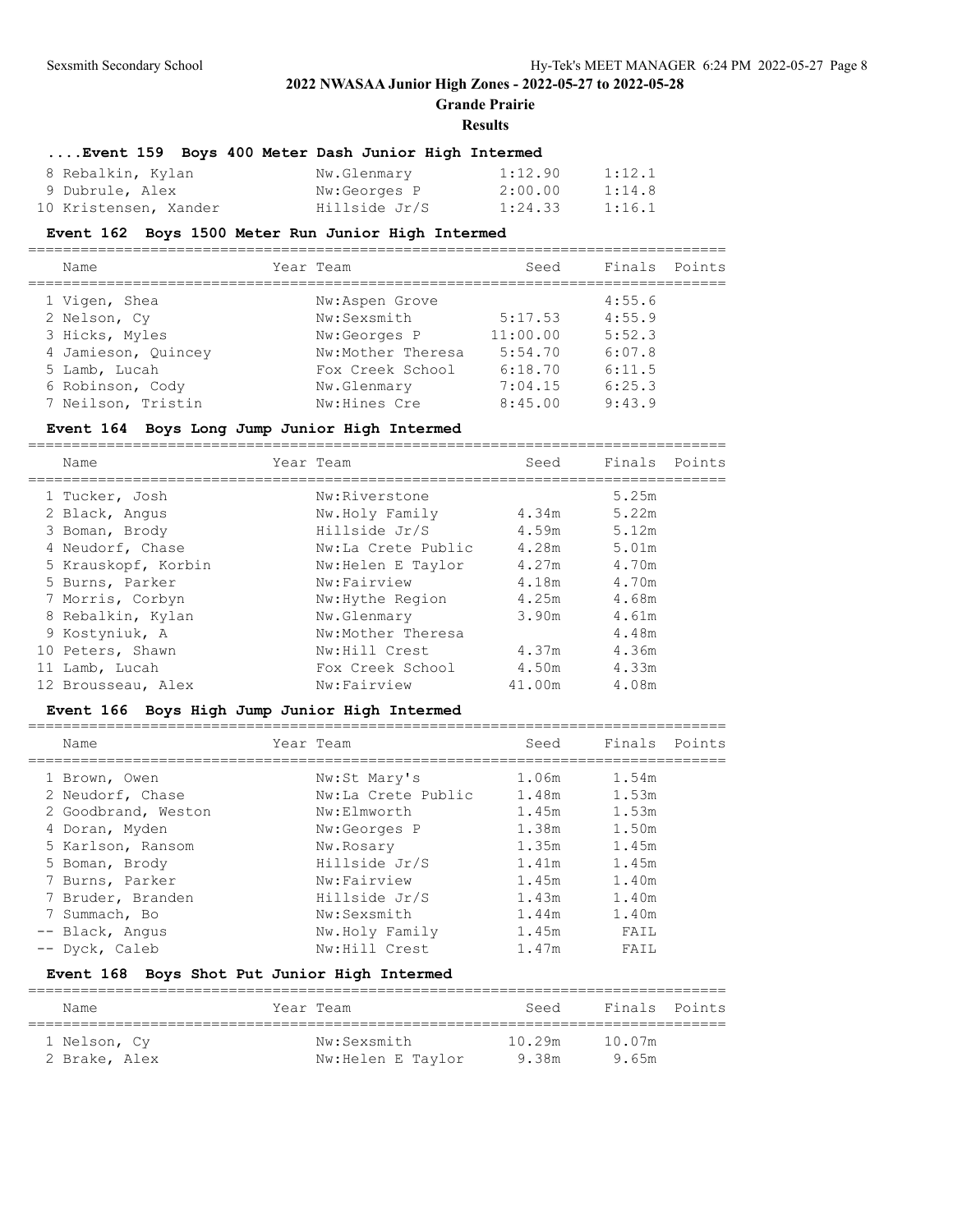# 2022 NWASAA Junior High Zones - 2022-05-27 to 2022-05-28

**Grande Prairie**

**Results**

### ....Event 159 Boys 400 Meter Dash Junior High Intermed

| Name | Year | Team | Seed | Finals | Points |
|---|---|---|---|---|---|
| 8 Rebalkin, Kylan | | Nw.Glenmary | 1:12.90 | 1:12.1 | |
| 9 Dubrule, Alex | | Nw:Georges P | 2:00.00 | 1:14.8 | |
| 10 Kristensen, Xander | | Hillside Jr/S | 1:24.33 | 1:16.1 | |

### Event 162 Boys 1500 Meter Run Junior High Intermed

| Name | Year | Team | Seed | Finals | Points |
|---|---|---|---|---|---|
| 1 Vigen, Shea | | Nw:Aspen Grove | | 4:55.6 | |
| 2 Nelson, Cy | | Nw:Sexsmith | 5:17.53 | 4:55.9 | |
| 3 Hicks, Myles | | Nw:Georges P | 11:00.00 | 5:52.3 | |
| 4 Jamieson, Quincey | | Nw:Mother Theresa | 5:54.70 | 6:07.8 | |
| 5 Lamb, Lucah | | Fox Creek School | 6:18.70 | 6:11.5 | |
| 6 Robinson, Cody | | Nw.Glenmary | 7:04.15 | 6:25.3 | |
| 7 Neilson, Tristin | | Nw:Hines Cre | 8:45.00 | 9:43.9 | |

### Event 164 Boys Long Jump Junior High Intermed

| Name | Year | Team | Seed | Finals | Points |
|---|---|---|---|---|---|
| 1 Tucker, Josh | | Nw:Riverstone | | 5.25m | |
| 2 Black, Angus | | Nw.Holy Family | 4.34m | 5.22m | |
| 3 Boman, Brody | | Hillside Jr/S | 4.59m | 5.12m | |
| 4 Neudorf, Chase | | Nw:La Crete Public | 4.28m | 5.01m | |
| 5 Krauskopf, Korbin | | Nw:Helen E Taylor | 4.27m | 4.70m | |
| 5 Burns, Parker | | Nw:Fairview | 4.18m | 4.70m | |
| 7 Morris, Corbyn | | Nw:Hythe Region | 4.25m | 4.68m | |
| 8 Rebalkin, Kylan | | Nw.Glenmary | 3.90m | 4.61m | |
| 9 Kostyniuk, A | | Nw:Mother Theresa | | 4.48m | |
| 10 Peters, Shawn | | Nw:Hill Crest | 4.37m | 4.36m | |
| 11 Lamb, Lucah | | Fox Creek School | 4.50m | 4.33m | |
| 12 Brousseau, Alex | | Nw:Fairview | 41.00m | 4.08m | |

### Event 166 Boys High Jump Junior High Intermed

| Name | Year | Team | Seed | Finals | Points |
|---|---|---|---|---|---|
| 1 Brown, Owen | | Nw:St Mary's | 1.06m | 1.54m | |
| 2 Neudorf, Chase | | Nw:La Crete Public | 1.48m | 1.53m | |
| 2 Goodbrand, Weston | | Nw:Elmworth | 1.45m | 1.53m | |
| 4 Doran, Myden | | Nw:Georges P | 1.38m | 1.50m | |
| 5 Karlson, Ransom | | Nw.Rosary | 1.35m | 1.45m | |
| 5 Boman, Brody | | Hillside Jr/S | 1.41m | 1.45m | |
| 7 Burns, Parker | | Nw:Fairview | 1.45m | 1.40m | |
| 7 Bruder, Branden | | Hillside Jr/S | 1.43m | 1.40m | |
| 7 Summach, Bo | | Nw:Sexsmith | 1.44m | 1.40m | |
| -- Black, Angus | | Nw.Holy Family | 1.45m | FAIL | |
| -- Dyck, Caleb | | Nw:Hill Crest | 1.47m | FAIL | |

### Event 168 Boys Shot Put Junior High Intermed

| Name | Year | Team | Seed | Finals | Points |
|---|---|---|---|---|---|
| 1 Nelson, Cy | | Nw:Sexsmith | 10.29m | 10.07m | |
| 2 Brake, Alex | | Nw:Helen E Taylor | 9.38m | 9.65m | |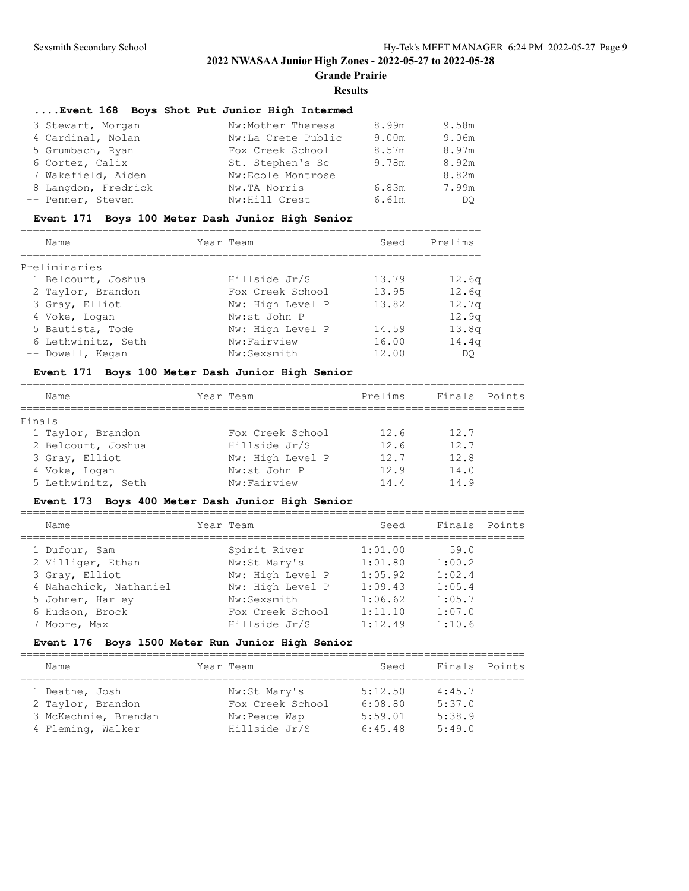## 2022 NWASAA Junior High Zones - 2022-05-27 to 2022-05-28

**Grande Prairie**

**Results**

### ....Event 168 Boys Shot Put Junior High Intermed

| Place | Name | Team | Seed | Finals |
|---|---|---|---|---|
| 3 | Stewart, Morgan | Nw:Mother Theresa | 8.99m | 9.58m |
| 4 | Cardinal, Nolan | Nw:La Crete Public | 9.00m | 9.06m |
| 5 | Grumbach, Ryan | Fox Creek School | 8.57m | 8.97m |
| 6 | Cortez, Calix | St. Stephen's Sc | 9.78m | 8.92m |
| 7 | Wakefield, Aiden | Nw:Ecole Montrose | | 8.82m |
| 8 | Langdon, Fredrick | Nw.TA Norris | 6.83m | 7.99m |
| -- | Penner, Steven | Nw:Hill Crest | 6.61m | DQ |

### Event 171 Boys 100 Meter Dash Junior High Senior

| Place | Name | Year | Team | Seed | Prelims |
|---|---|---|---|---|---|
| **Preliminaries** | | | | | |
| 1 | Belcourt, Joshua | | Hillside Jr/S | 13.79 | 12.6q |
| 2 | Taylor, Brandon | | Fox Creek School | 13.95 | 12.6q |
| 3 | Gray, Elliot | | Nw: High Level P | 13.82 | 12.7q |
| 4 | Voke, Logan | | Nw:st John P | | 12.9q |
| 5 | Bautista, Tode | | Nw: High Level P | 14.59 | 13.8q |
| 6 | Lethwinitz, Seth | | Nw:Fairview | 16.00 | 14.4q |
| -- | Dowell, Kegan | | Nw:Sexsmith | 12.00 | DQ |

### Event 171 Boys 100 Meter Dash Junior High Senior

| Place | Name | Year | Team | Prelims | Finals | Points |
|---|---|---|---|---|---|---|
| **Finals** | | | | | | |
| 1 | Taylor, Brandon | | Fox Creek School | 12.6 | 12.7 | |
| 2 | Belcourt, Joshua | | Hillside Jr/S | 12.6 | 12.7 | |
| 3 | Gray, Elliot | | Nw: High Level P | 12.7 | 12.8 | |
| 4 | Voke, Logan | | Nw:st John P | 12.9 | 14.0 | |
| 5 | Lethwinitz, Seth | | Nw:Fairview | 14.4 | 14.9 | |

### Event 173 Boys 400 Meter Dash Junior High Senior

| Place | Name | Year | Team | Seed | Finals | Points |
|---|---|---|---|---|---|---|
| 1 | Dufour, Sam | | Spirit River | 1:01.00 | 59.0 | |
| 2 | Villiger, Ethan | | Nw:St Mary's | 1:01.80 | 1:00.2 | |
| 3 | Gray, Elliot | | Nw: High Level P | 1:05.92 | 1:02.4 | |
| 4 | Nahachick, Nathaniel | | Nw: High Level P | 1:09.43 | 1:05.4 | |
| 5 | Johner, Harley | | Nw:Sexsmith | 1:06.62 | 1:05.7 | |
| 6 | Hudson, Brock | | Fox Creek School | 1:11.10 | 1:07.0 | |
| 7 | Moore, Max | | Hillside Jr/S | 1:12.49 | 1:10.6 | |

### Event 176 Boys 1500 Meter Run Junior High Senior

| Place | Name | Year | Team | Seed | Finals | Points |
|---|---|---|---|---|---|---|
| 1 | Deathe, Josh | | Nw:St Mary's | 5:12.50 | 4:45.7 | |
| 2 | Taylor, Brandon | | Fox Creek School | 6:08.80 | 5:37.0 | |
| 3 | McKechnie, Brendan | | Nw:Peace Wap | 5:59.01 | 5:38.9 | |
| 4 | Fleming, Walker | | Hillside Jr/S | 6:45.48 | 5:49.0 | |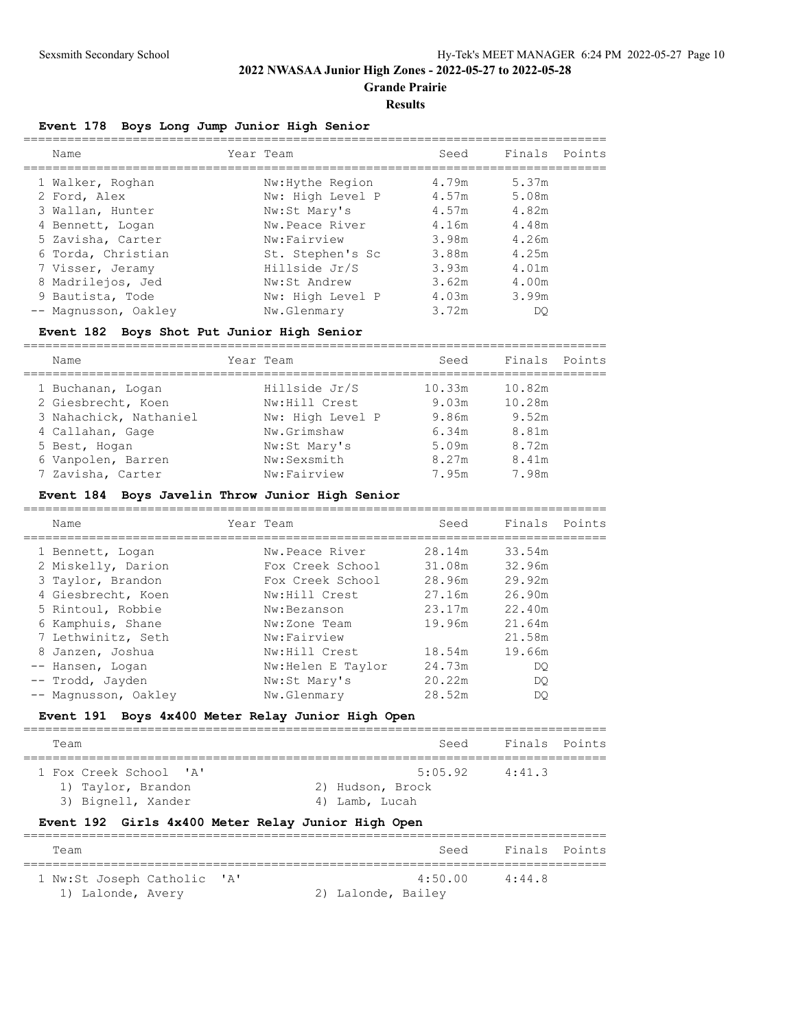# 2022 NWASAA Junior High Zones - 2022-05-27 to 2022-05-28

## Grande Prairie

### Results

#### Event 178 Boys Long Jump Junior High Senior

| | Name | Year | Team | Seed | Finals | Points |
|---|---|---|---|---|---|---|
| 1 | Walker, Roghan | | Nw:Hythe Region | 4.79m | 5.37m | |
| 2 | Ford, Alex | | Nw: High Level P | 4.57m | 5.08m | |
| 3 | Wallan, Hunter | | Nw:St Mary's | 4.57m | 4.82m | |
| 4 | Bennett, Logan | | Nw.Peace River | 4.16m | 4.48m | |
| 5 | Zavisha, Carter | | Nw:Fairview | 3.98m | 4.26m | |
| 6 | Torda, Christian | | St. Stephen's Sc | 3.88m | 4.25m | |
| 7 | Visser, Jeramy | | Hillside Jr/S | 3.93m | 4.01m | |
| 8 | Madrilejos, Jed | | Nw:St Andrew | 3.62m | 4.00m | |
| 9 | Bautista, Tode | | Nw: High Level P | 4.03m | 3.99m | |
| -- | Magnusson, Oakley | | Nw.Glenmary | 3.72m | DQ | |

#### Event 182 Boys Shot Put Junior High Senior

| | Name | Year | Team | Seed | Finals | Points |
|---|---|---|---|---|---|---|
| 1 | Buchanan, Logan | | Hillside Jr/S | 10.33m | 10.82m | |
| 2 | Giesbrecht, Koen | | Nw:Hill Crest | 9.03m | 10.28m | |
| 3 | Nahachick, Nathaniel | | Nw: High Level P | 9.86m | 9.52m | |
| 4 | Callahan, Gage | | Nw.Grimshaw | 6.34m | 8.81m | |
| 5 | Best, Hogan | | Nw:St Mary's | 5.09m | 8.72m | |
| 6 | Vanpolen, Barren | | Nw:Sexsmith | 8.27m | 8.41m | |
| 7 | Zavisha, Carter | | Nw:Fairview | 7.95m | 7.98m | |

#### Event 184 Boys Javelin Throw Junior High Senior

| | Name | Year | Team | Seed | Finals | Points |
|---|---|---|---|---|---|---|
| 1 | Bennett, Logan | | Nw.Peace River | 28.14m | 33.54m | |
| 2 | Miskelly, Darion | | Fox Creek School | 31.08m | 32.96m | |
| 3 | Taylor, Brandon | | Fox Creek School | 28.96m | 29.92m | |
| 4 | Giesbrecht, Koen | | Nw:Hill Crest | 27.16m | 26.90m | |
| 5 | Rintoul, Robbie | | Nw:Bezanson | 23.17m | 22.40m | |
| 6 | Kamphuis, Shane | | Nw:Zone Team | 19.96m | 21.64m | |
| 7 | Lethwinitz, Seth | | Nw:Fairview | | 21.58m | |
| 8 | Janzen, Joshua | | Nw:Hill Crest | 18.54m | 19.66m | |
| -- | Hansen, Logan | | Nw:Helen E Taylor | 24.73m | DQ | |
| -- | Trodd, Jayden | | Nw:St Mary's | 20.22m | DQ | |
| -- | Magnusson, Oakley | | Nw.Glenmary | 28.52m | DQ | |

#### Event 191 Boys 4x400 Meter Relay Junior High Open

| | Team | Seed | Finals | Points |
|---|---|---|---|---|
| 1 | Fox Creek School 'A' | 5:05.92 | 4:41.3 | |

1) Taylor, Brandon 2) Hudson, Brock
3) Bignell, Xander 4) Lamb, Lucah

#### Event 192 Girls 4x400 Meter Relay Junior High Open

| | Team | Seed | Finals | Points |
|---|---|---|---|---|
| 1 | Nw:St Joseph Catholic 'A' | 4:50.00 | 4:44.8 | |

1) Lalonde, Avery 2) Lalonde, Bailey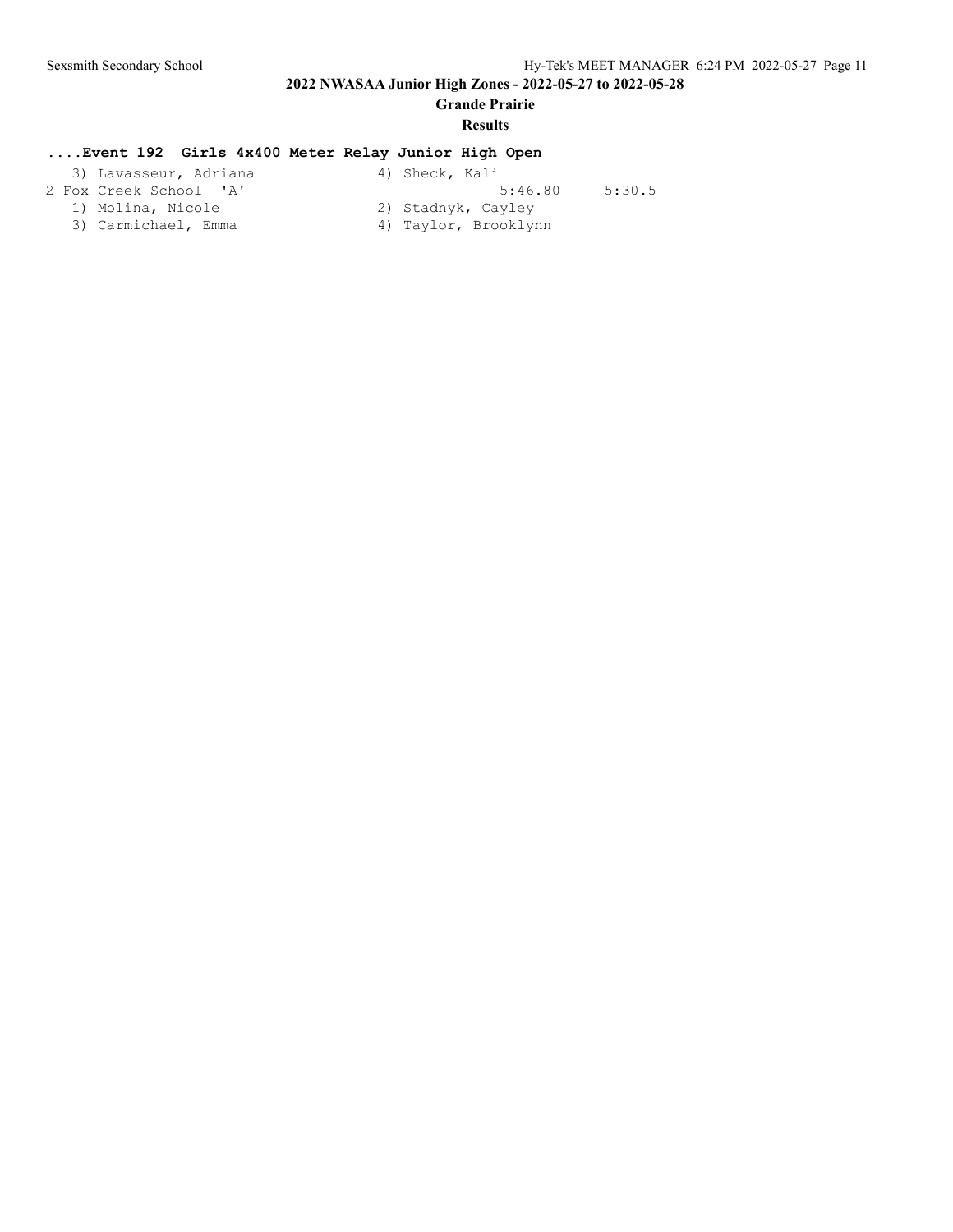#### ....Event 192  Girls 4x400 Meter Relay Junior High Open

```
   3) Lavasseur, Adriana            4) Sheck, Kali
2 Fox Creek School  'A'                        5:46.80     5:30.5
   1) Molina, Nicole                2) Stadnyk, Cayley
   3) Carmichael, Emma              4) Taylor, Brooklynn
```